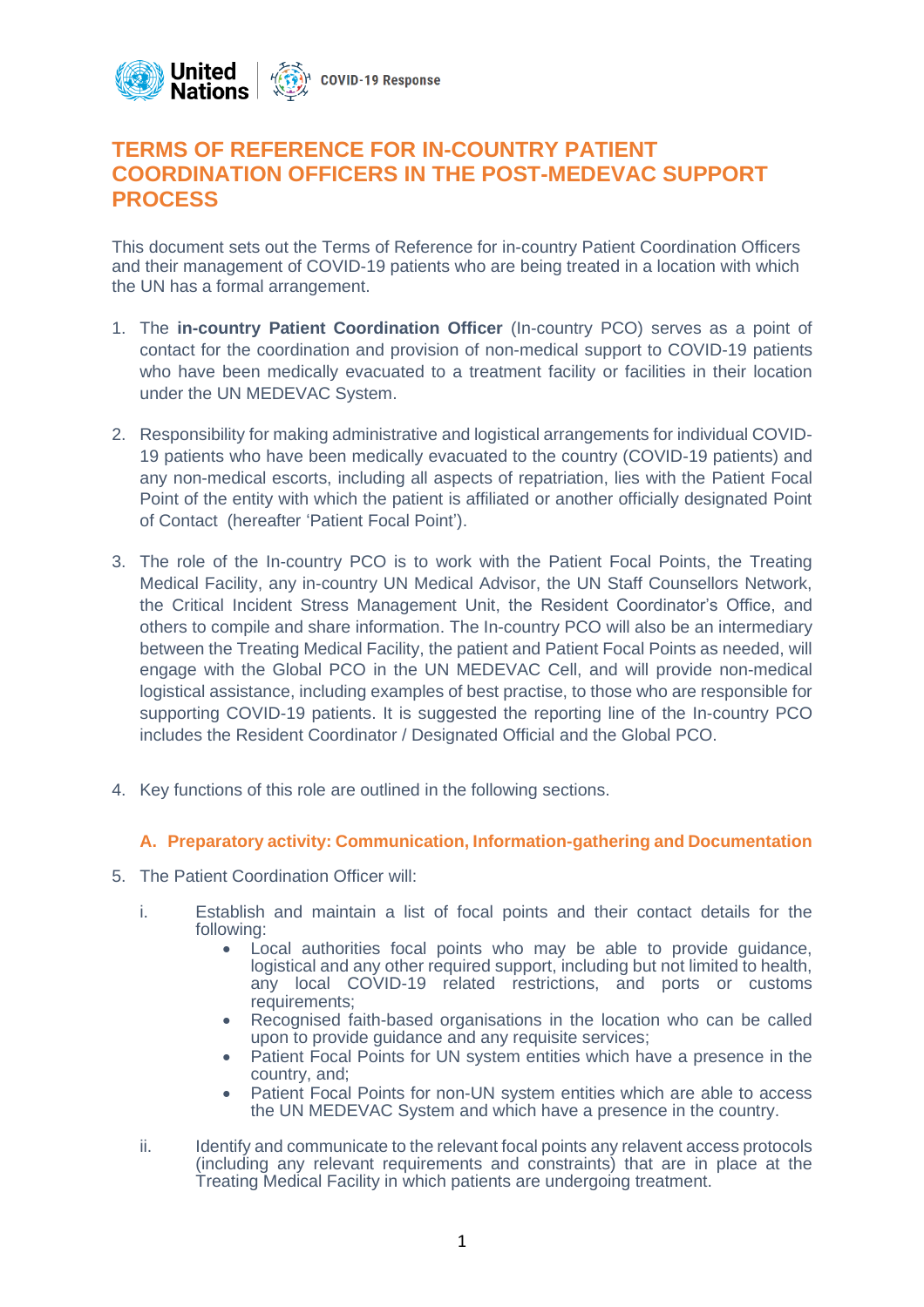# TERMS OF REFERENCE FOR IN-COUNTRY PATIENT COORDINATION OFFICERS IN THE POST-MEDEVAC SUPPORT PROCESS

This document sets out the Terms of Reference for in-country Patient Coordination Officers and their management of COVID-19 patients who are being treated in a location with which the UN has a formal arrangement.

1. The **in-country Patient Coordination Officer** (In-country PCO) serves as a point of contact for the coordination and provision of non-medical support to COVID-19 patients who have been medically evacuated to a treatment facility or facilities in their location under the UN MEDEVAC System.

2. Responsibility for making administrative and logistical arrangements for individual COVID-19 patients who have been medically evacuated to the country (COVID-19 patients) and any non-medical escorts, including all aspects of repatriation, lies with the Patient Focal Point of the entity with which the patient is affiliated or another officially designated Point of Contact (hereafter 'Patient Focal Point').

3. The role of the In-country PCO is to work with the Patient Focal Points, the Treating Medical Facility, any in-country UN Medical Advisor, the UN Staff Counsellors Network, the Critical Incident Stress Management Unit, the Resident Coordinator's Office, and others to compile and share information. The In-country PCO will also be an intermediary between the Treating Medical Facility, the patient and Patient Focal Points as needed, will engage with the Global PCO in the UN MEDEVAC Cell, and will provide non-medical logistical assistance, including examples of best practise, to those who are responsible for supporting COVID-19 patients. It is suggested the reporting line of the In-country PCO includes the Resident Coordinator / Designated Official and the Global PCO.

4. Key functions of this role are outlined in the following sections.

## A. Preparatory activity: Communication, Information-gathering and Documentation

5. The Patient Coordination Officer will:

   i. Establish and maintain a list of focal points and their contact details for the following:
      - Local authorities focal points who may be able to provide guidance, logistical and any other required support, including but not limited to health, any local COVID-19 related restrictions, and ports or customs requirements;
      - Recognised faith-based organisations in the location who can be called upon to provide guidance and any requisite services;
      - Patient Focal Points for UN system entities which have a presence in the country, and;
      - Patient Focal Points for non-UN system entities which are able to access the UN MEDEVAC System and which have a presence in the country.

   ii. Identify and communicate to the relevant focal points any relavent access protocols (including any relevant requirements and constraints) that are in place at the Treating Medical Facility in which patients are undergoing treatment.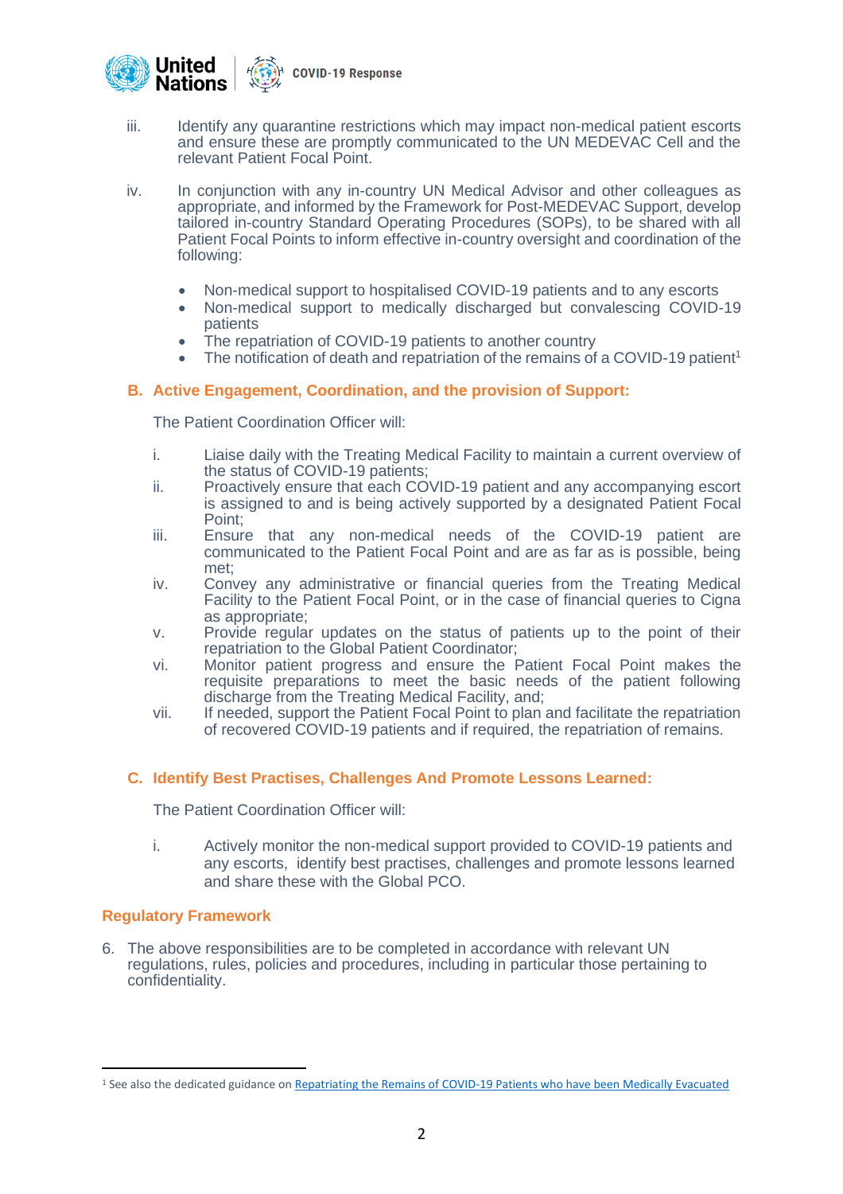iii. Identify any quarantine restrictions which may impact non-medical patient escorts and ensure these are promptly communicated to the UN MEDEVAC Cell and the relevant Patient Focal Point.

iv. In conjunction with any in-country UN Medical Advisor and other colleagues as appropriate, and informed by the Framework for Post-MEDEVAC Support, develop tailored in-country Standard Operating Procedures (SOPs), to be shared with all Patient Focal Points to inform effective in-country oversight and coordination of the following:

- Non-medical support to hospitalised COVID-19 patients and to any escorts
- Non-medical support to medically discharged but convalescing COVID-19 patients
- The repatriation of COVID-19 patients to another country
- The notification of death and repatriation of the remains of a COVID-19 patient[1]

### B. Active Engagement, Coordination, and the provision of Support:

The Patient Coordination Officer will:

i. Liaise daily with the Treating Medical Facility to maintain a current overview of the status of COVID-19 patients;
ii. Proactively ensure that each COVID-19 patient and any accompanying escort is assigned to and is being actively supported by a designated Patient Focal Point;
iii. Ensure that any non-medical needs of the COVID-19 patient are communicated to the Patient Focal Point and are as far as is possible, being met;
iv. Convey any administrative or financial queries from the Treating Medical Facility to the Patient Focal Point, or in the case of financial queries to Cigna as appropriate;
v. Provide regular updates on the status of patients up to the point of their repatriation to the Global Patient Coordinator;
vi. Monitor patient progress and ensure the Patient Focal Point makes the requisite preparations to meet the basic needs of the patient following discharge from the Treating Medical Facility, and;
vii. If needed, support the Patient Focal Point to plan and facilitate the repatriation of recovered COVID-19 patients and if required, the repatriation of remains.

### C. Identify Best Practises, Challenges And Promote Lessons Learned:

The Patient Coordination Officer will:

i. Actively monitor the non-medical support provided to COVID-19 patients and any escorts, identify best practises, challenges and promote lessons learned and share these with the Global PCO.

## Regulatory Framework

6. The above responsibilities are to be completed in accordance with relevant UN regulations, rules, policies and procedures, including in particular those pertaining to confidentiality.

---

[1] See also the dedicated guidance on Repatriating the Remains of COVID-19 Patients who have been Medically Evacuated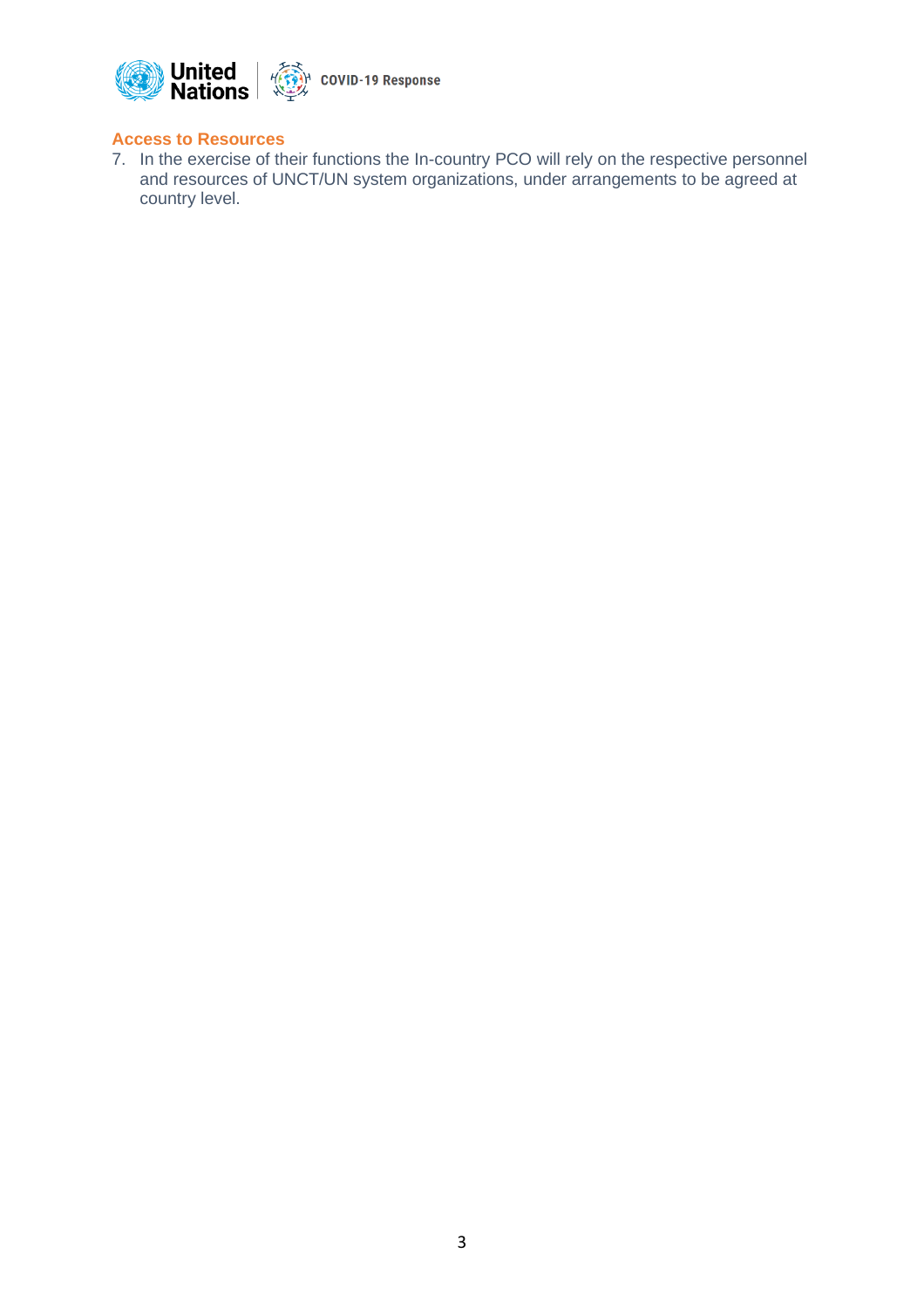### Access to Resources

7. In the exercise of their functions the In-country PCO will rely on the respective personnel and resources of UNCT/UN system organizations, under arrangements to be agreed at country level.